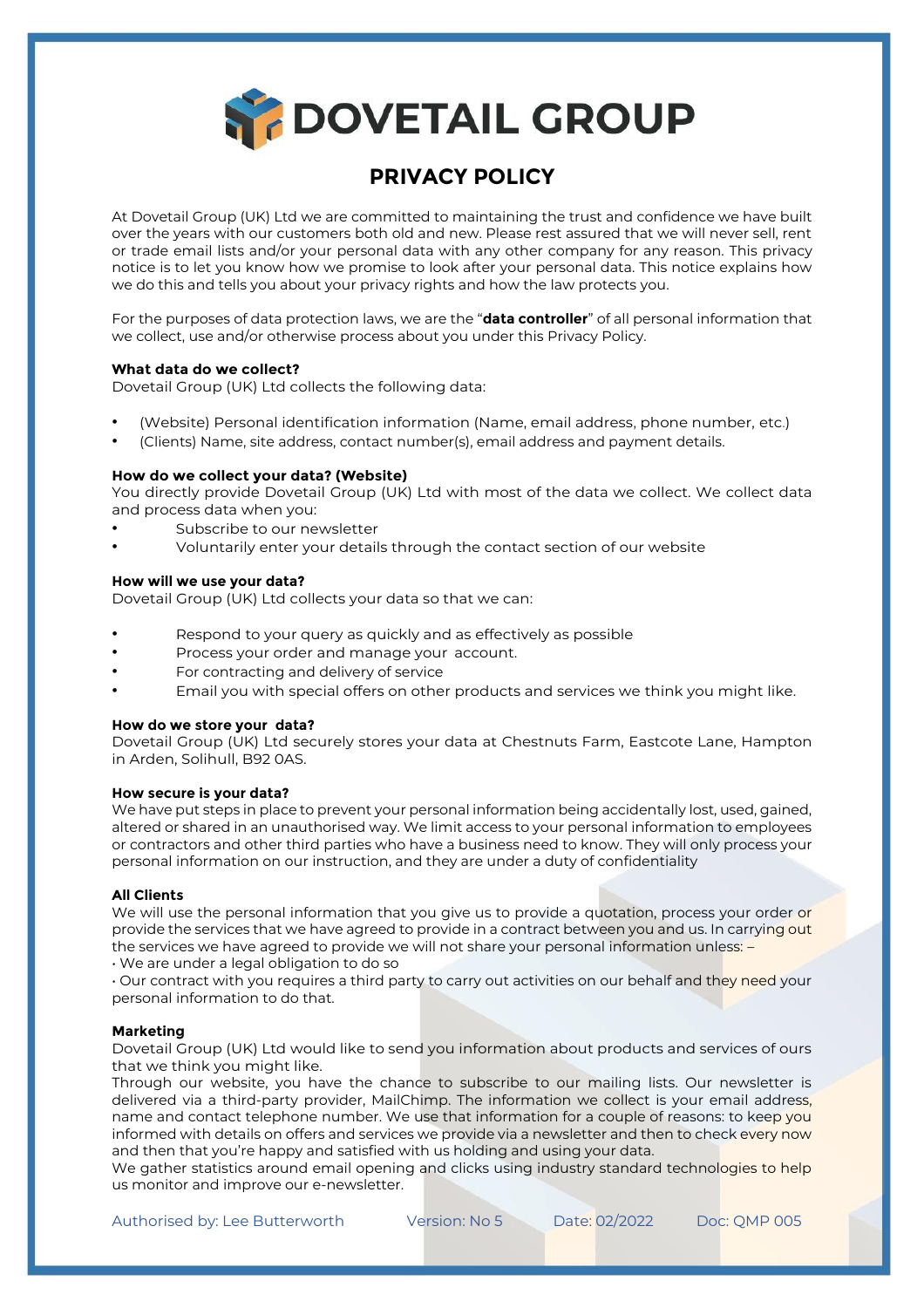# DOVETAIL GROUP

## PRIVACY POLICY

At Dovetail Group (UK) Ltd we are committed to maintaining the trust and confidence we have built over the years with our customers both old and new. Please rest assured that we will never sell, rent or trade email lists and/or your personal data with any other company for any reason. This privacy notice is to let you know how we promise to look after your personal data. This notice explains how we do this and tells you about your privacy rights and how the law protects you.

For the purposes of data protection laws, we are the "**data controller**" of all personal information that we collect, use and/or otherwise process about you under this Privacy Policy.

**What data do we collect?**
Dovetail Group (UK) Ltd collects the following data:

- (Website) Personal identification information (Name, email address, phone number, etc.)
- (Clients) Name, site address, contact number(s), email address and payment details.

**How do we collect your data? (Website)**
You directly provide Dovetail Group (UK) Ltd with most of the data we collect. We collect data and process data when you:

- Subscribe to our newsletter
- Voluntarily enter your details through the contact section of our website

**How will we use your data?**
Dovetail Group (UK) Ltd collects your data so that we can:

- Respond to your query as quickly and as effectively as possible
- Process your order and manage your account.
- For contracting and delivery of service
- Email you with special offers on other products and services we think you might like.

**How do we store your data?**
Dovetail Group (UK) Ltd securely stores your data at Chestnuts Farm, Eastcote Lane, Hampton in Arden, Solihull, B92 0AS.

**How secure is your data?**
We have put steps in place to prevent your personal information being accidentally lost, used, gained, altered or shared in an unauthorised way. We limit access to your personal information to employees or contractors and other third parties who have a business need to know. They will only process your personal information on our instruction, and they are under a duty of confidentiality

**All Clients**
We will use the personal information that you give us to provide a quotation, process your order or provide the services that we have agreed to provide in a contract between you and us. In carrying out the services we have agreed to provide we will not share your personal information unless: –
• We are under a legal obligation to do so
• Our contract with you requires a third party to carry out activities on our behalf and they need your personal information to do that.

**Marketing**
Dovetail Group (UK) Ltd would like to send you information about products and services of ours that we think you might like.
Through our website, you have the chance to subscribe to our mailing lists. Our newsletter is delivered via a third-party provider, MailChimp. The information we collect is your email address, name and contact telephone number. We use that information for a couple of reasons: to keep you informed with details on offers and services we provide via a newsletter and then to check every now and then that you're happy and satisfied with us holding and using your data.
We gather statistics around email opening and clicks using industry standard technologies to help us monitor and improve our e-newsletter.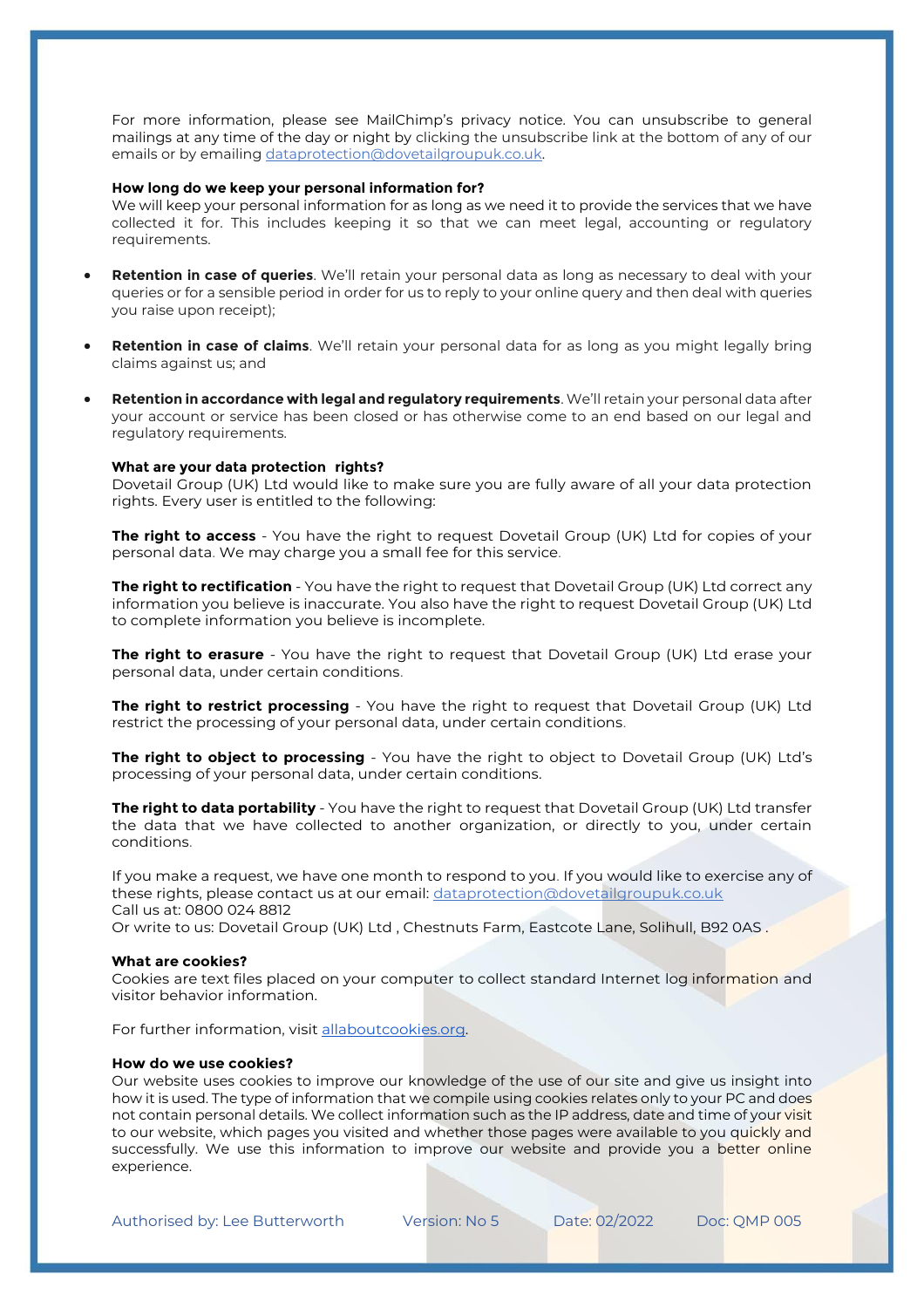For more information, please see MailChimp's privacy notice. You can unsubscribe to general mailings at any time of the day or night by clicking the unsubscribe link at the bottom of any of our emails or by emailing [dataprotection@dovetailgroupuk.co.uk](mailto:dataprotection@dovetailgroupuk.co.uk).

**How long do we keep your personal information for?**

We will keep your personal information for as long as we need it to provide the services that we have collected it for. This includes keeping it so that we can meet legal, accounting or regulatory requirements.

- **Retention in case of queries**. We'll retain your personal data as long as necessary to deal with your queries or for a sensible period in order for us to reply to your online query and then deal with queries you raise upon receipt);
- **Retention in case of claims**. We'll retain your personal data for as long as you might legally bring claims against us; and
- **Retention in accordance with legal and regulatory requirements**. We'll retain your personal data after your account or service has been closed or has otherwise come to an end based on our legal and regulatory requirements.

**What are your data protection rights?**

Dovetail Group (UK) Ltd would like to make sure you are fully aware of all your data protection rights. Every user is entitled to the following:

**The right to access** - You have the right to request Dovetail Group (UK) Ltd for copies of your personal data. We may charge you a small fee for this service.

**The right to rectification** - You have the right to request that Dovetail Group (UK) Ltd correct any information you believe is inaccurate. You also have the right to request Dovetail Group (UK) Ltd to complete information you believe is incomplete.

**The right to erasure** - You have the right to request that Dovetail Group (UK) Ltd erase your personal data, under certain conditions.

**The right to restrict processing** - You have the right to request that Dovetail Group (UK) Ltd restrict the processing of your personal data, under certain conditions.

**The right to object to processing** - You have the right to object to Dovetail Group (UK) Ltd's processing of your personal data, under certain conditions.

**The right to data portability** - You have the right to request that Dovetail Group (UK) Ltd transfer the data that we have collected to another organization, or directly to you, under certain conditions.

If you make a request, we have one month to respond to you. If you would like to exercise any of these rights, please contact us at our email: [dataprotection@dovetailgroupuk.co.uk](mailto:dataprotection@dovetailgroupuk.co.uk)
Call us at: 0800 024 8812
Or write to us: Dovetail Group (UK) Ltd , Chestnuts Farm, Eastcote Lane, Solihull, B92 0AS .

**What are cookies?**

Cookies are text files placed on your computer to collect standard Internet log information and visitor behavior information.

For further information, visit [allaboutcookies.org](https://allaboutcookies.org).

**How do we use cookies?**

Our website uses cookies to improve our knowledge of the use of our site and give us insight into how it is used. The type of information that we compile using cookies relates only to your PC and does not contain personal details. We collect information such as the IP address, date and time of your visit to our website, which pages you visited and whether those pages were available to you quickly and successfully. We use this information to improve our website and provide you a better online experience.

Authorised by: Lee Butterworth    Version: No 5    Date: 02/2022    Doc: QMP 005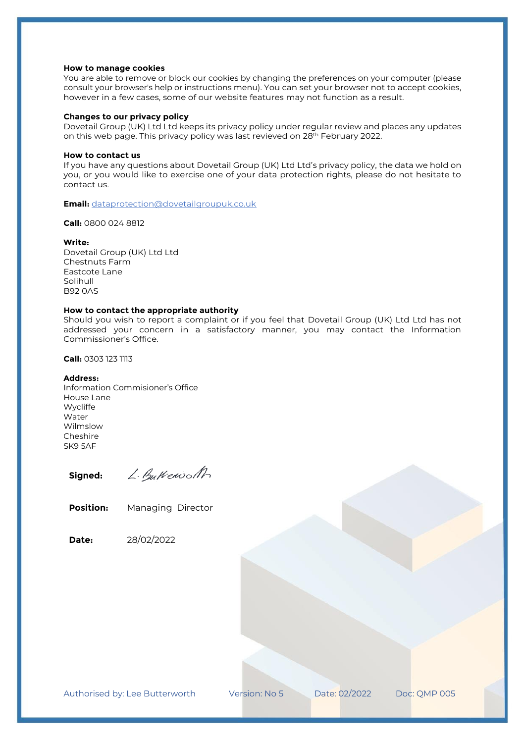**How to manage cookies**

You are able to remove or block our cookies by changing the preferences on your computer (please consult your browser's help or instructions menu). You can set your browser not to accept cookies, however in a few cases, some of our website features may not function as a result.

**Changes to our privacy policy**

Dovetail Group (UK) Ltd Ltd keeps its privacy policy under regular review and places any updates on this web page. This privacy policy was last revieved on 28th February 2022.

**How to contact us**

If you have any questions about Dovetail Group (UK) Ltd Ltd's privacy policy, the data we hold on you, or you would like to exercise one of your data protection rights, please do not hesitate to contact us.

**Email:** dataprotection@dovetailgroupuk.co.uk

**Call:** 0800 024 8812

**Write:**
Dovetail Group (UK) Ltd Ltd
Chestnuts Farm
Eastcote Lane
Solihull
B92 0AS

**How to contact the appropriate authority**

Should you wish to report a complaint or if you feel that Dovetail Group (UK) Ltd Ltd has not addressed your concern in a satisfactory manner, you may contact the Information Commissioner's Office.

**Call:** 0303 123 1113

**Address:**
Information Commisioner's Office
House Lane
Wycliffe
Water
Wilmslow
Cheshire
SK9 5AF

**Signed:** L. Butterworth

**Position:** Managing Director

**Date:** 28/02/2022

Authorised by: Lee Butterworth    Version: No 5    Date: 02/2022    Doc: QMP 005